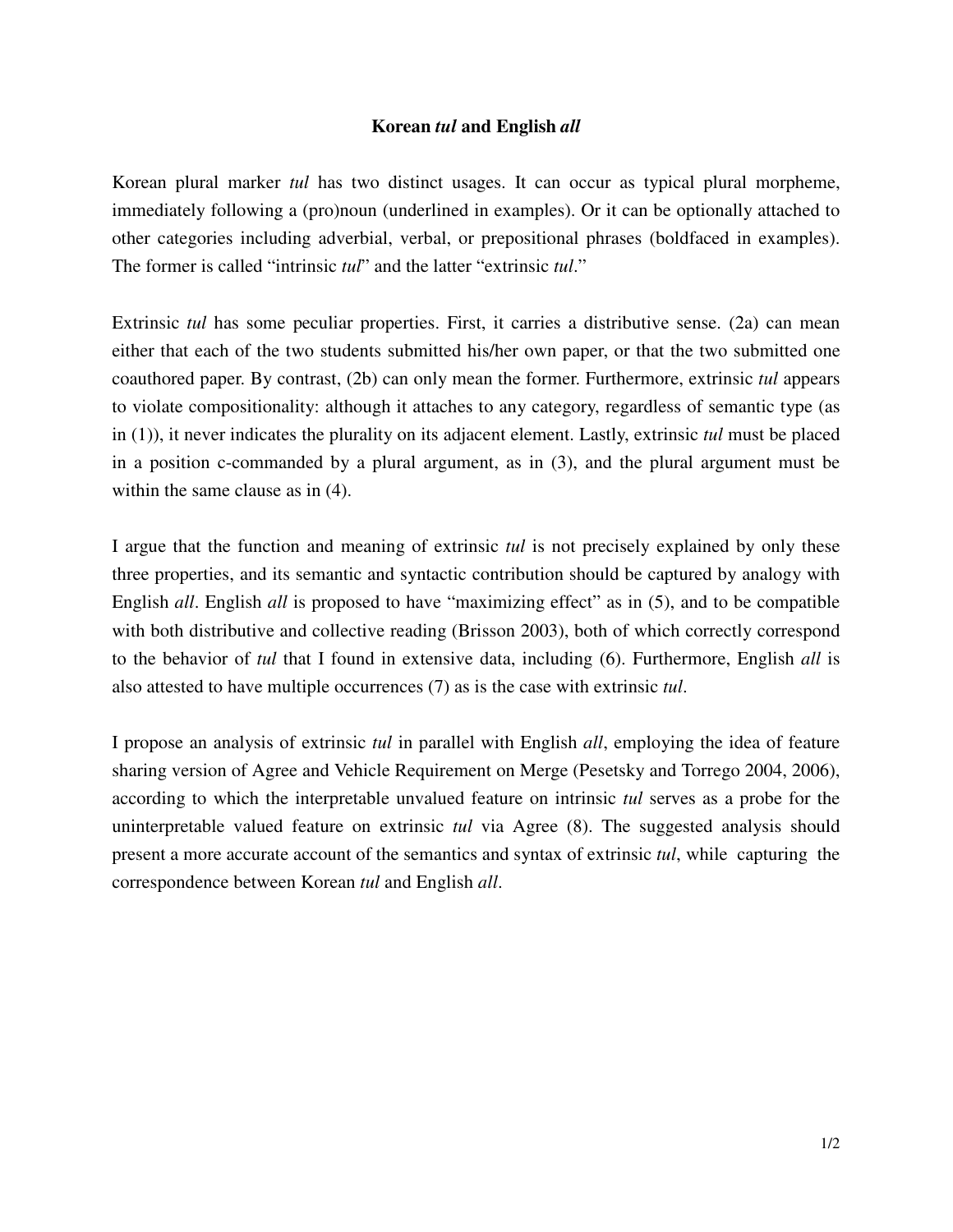# Korean *tul* and English *all*

Korean plural marker *tul* has two distinct usages. It can occur as typical plural morpheme, immediately following a (pro)noun (underlined in examples). Or it can be optionally attached to other categories including adverbial, verbal, or prepositional phrases (boldfaced in examples). The former is called "intrinsic *tul*" and the latter "extrinsic *tul*."

Extrinsic *tul* has some peculiar properties. First, it carries a distributive sense. (2a) can mean either that each of the two students submitted his/her own paper, or that the two submitted one coauthored paper. By contrast, (2b) can only mean the former. Furthermore, extrinsic *tul* appears to violate compositionality: although it attaches to any category, regardless of semantic type (as in (1)), it never indicates the plurality on its adjacent element. Lastly, extrinsic *tul* must be placed in a position c-commanded by a plural argument, as in (3), and the plural argument must be within the same clause as in (4).

I argue that the function and meaning of extrinsic *tul* is not precisely explained by only these three properties, and its semantic and syntactic contribution should be captured by analogy with English *all*. English *all* is proposed to have "maximizing effect" as in (5), and to be compatible with both distributive and collective reading (Brisson 2003), both of which correctly correspond to the behavior of *tul* that I found in extensive data, including (6). Furthermore, English *all* is also attested to have multiple occurrences (7) as is the case with extrinsic *tul*.

I propose an analysis of extrinsic *tul* in parallel with English *all*, employing the idea of feature sharing version of Agree and Vehicle Requirement on Merge (Pesetsky and Torrego 2004, 2006), according to which the interpretable unvalued feature on intrinsic *tul* serves as a probe for the uninterpretable valued feature on extrinsic *tul* via Agree (8). The suggested analysis should present a more accurate account of the semantics and syntax of extrinsic *tul*, while capturing the correspondence between Korean *tul* and English *all*.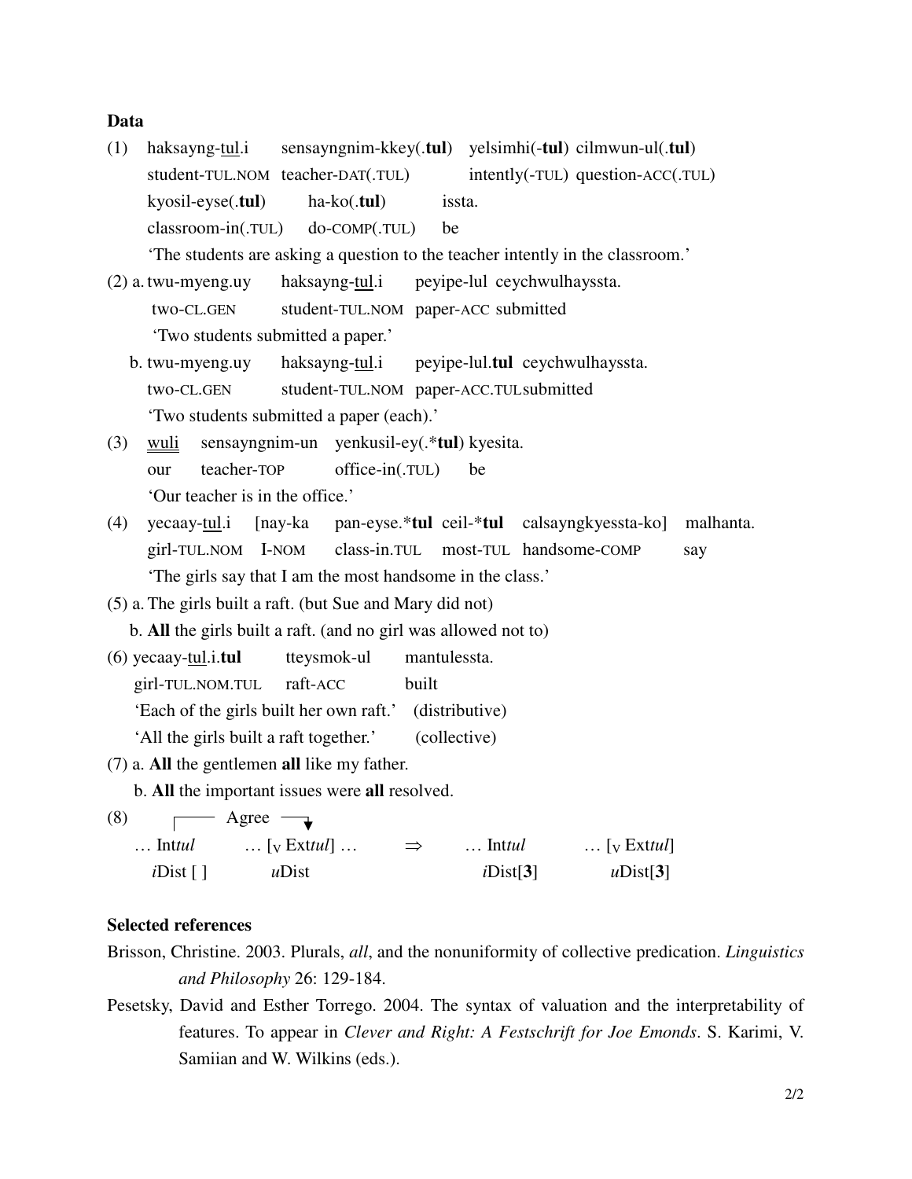**Data**

(1) haksayng-<u>tul</u>.i sensayngnim-kkey(.**tul**) yelsimhi(-**tul**) cilmwun-ul(.**tul**)
student-TUL.NOM teacher-DAT(.TUL) intently(-TUL) question-ACC(.TUL)
kyosil-eyse(.**tul**) ha-ko(.**tul**) issta.
classroom-in(.TUL) do-COMP(.TUL) be
'The students are asking a question to the teacher intently in the classroom.'

(2) a. twu-myeng.uy haksayng-<u>tul</u>.i peyipe-lul ceychwulhayssta.
two-CL.GEN student-TUL.NOM paper-ACC submitted
'Two students submitted a paper.'

b. twu-myeng.uy haksayng-<u>tul</u>.i peyipe-lul.**tul** ceychwulhayssta.
two-CL.GEN student-TUL.NOM paper-ACC.TUL submitted
'Two students submitted a paper (each).'

(3) <u>wuli</u> sensayngnim-un yenkusil-ey(.***tul**) kyesita.
our teacher-TOP office-in(.TUL) be
'Our teacher is in the office.'

(4) yecaay-<u>tul</u>.i [nay-ka pan-eyse.***tul** ceil-***tul** calsayngkyessta-ko] malhanta.
girl-TUL.NOM I-NOM class-in.TUL most-TUL handsome-COMP say
'The girls say that I am the most handsome in the class.'

(5) a. The girls built a raft. (but Sue and Mary did not)

b. **All** the girls built a raft. (and no girl was allowed not to)

(6) yecaay-<u>tul</u>.i.**tul** tteysmok-ul mantulessta.
girl-TUL.NOM.TUL raft-ACC built
'Each of the girls built her own raft.' (distributive)
'All the girls built a raft together.' (collective)

(7) a. **All** the gentlemen **all** like my father.

b. **All** the important issues were **all** resolved.

(8) [Agree: Int*tul* → Ext*tul*]

… Int*tul* … [$_V$ Ext*tul*] … ⇒ … Int*tul* … [$_V$ Ext*tul*]
*i*Dist [ ] *u*Dist *i*Dist[**3**] *u*Dist[**3**]

**Selected references**

Brisson, Christine. 2003. Plurals, *all*, and the nonuniformity of collective predication. *Linguistics and Philosophy* 26: 129-184.

Pesetsky, David and Esther Torrego. 2004. The syntax of valuation and the interpretability of features. To appear in *Clever and Right: A Festschrift for Joe Emonds*. S. Karimi, V. Samiian and W. Wilkins (eds.).